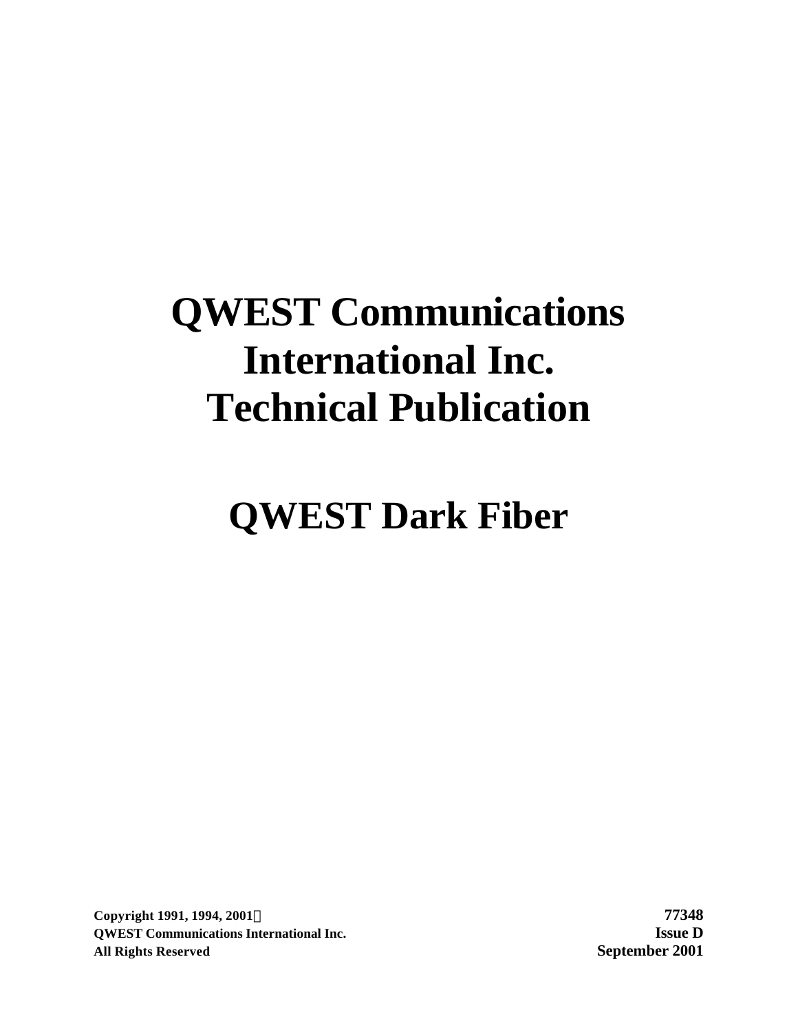# QWEST Communications International Inc. Technical Publication

# QWEST Dark Fiber

**Copyright 1991, 1994, 2001©**
**QWEST Communications International Inc.**
**All Rights Reserved**

**77348**
**Issue D**
**September 2001**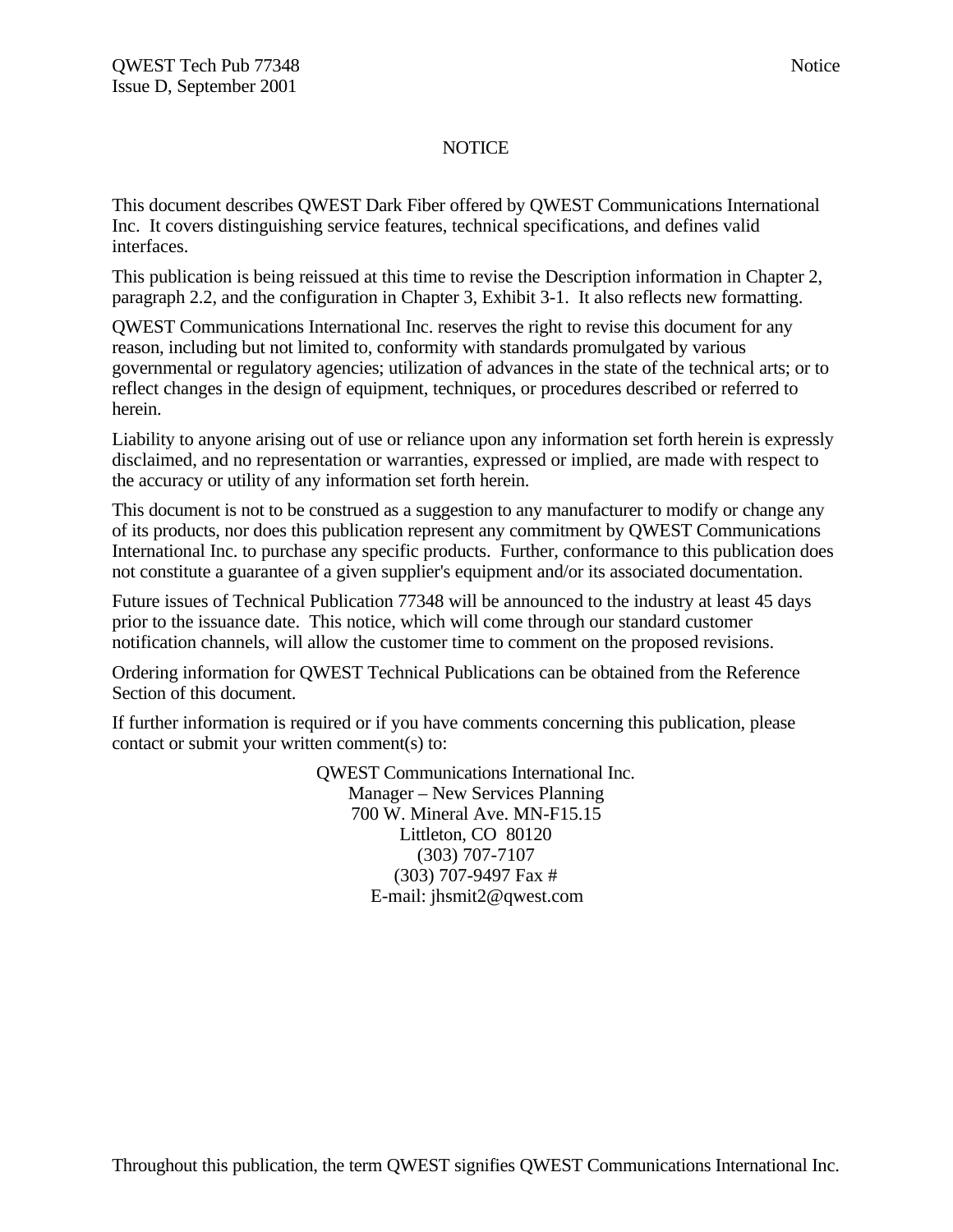# NOTICE

This document describes QWEST Dark Fiber offered by QWEST Communications International Inc. It covers distinguishing service features, technical specifications, and defines valid interfaces.

This publication is being reissued at this time to revise the Description information in Chapter 2, paragraph 2.2, and the configuration in Chapter 3, Exhibit 3-1. It also reflects new formatting.

QWEST Communications International Inc. reserves the right to revise this document for any reason, including but not limited to, conformity with standards promulgated by various governmental or regulatory agencies; utilization of advances in the state of the technical arts; or to reflect changes in the design of equipment, techniques, or procedures described or referred to herein.

Liability to anyone arising out of use or reliance upon any information set forth herein is expressly disclaimed, and no representation or warranties, expressed or implied, are made with respect to the accuracy or utility of any information set forth herein.

This document is not to be construed as a suggestion to any manufacturer to modify or change any of its products, nor does this publication represent any commitment by QWEST Communications International Inc. to purchase any specific products. Further, conformance to this publication does not constitute a guarantee of a given supplier's equipment and/or its associated documentation.

Future issues of Technical Publication 77348 will be announced to the industry at least 45 days prior to the issuance date. This notice, which will come through our standard customer notification channels, will allow the customer time to comment on the proposed revisions.

Ordering information for QWEST Technical Publications can be obtained from the Reference Section of this document.

If further information is required or if you have comments concerning this publication, please contact or submit your written comment(s) to:

QWEST Communications International Inc.
Manager – New Services Planning
700 W. Mineral Ave. MN-F15.15
Littleton, CO 80120
(303) 707-7107
(303) 707-9497 Fax #
E-mail: jhsmit2@qwest.com

Throughout this publication, the term QWEST signifies QWEST Communications International Inc.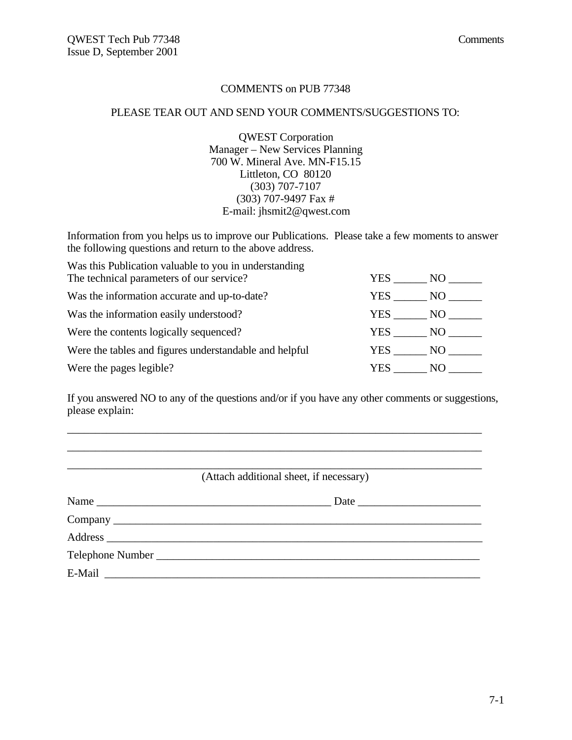# COMMENTS on PUB 77348

PLEASE TEAR OUT AND SEND YOUR COMMENTS/SUGGESTIONS TO:

QWEST Corporation
Manager – New Services Planning
700 W. Mineral Ave. MN-F15.15
Littleton, CO 80120
(303) 707-7107
(303) 707-9497 Fax #
E-mail: jhsmit2@qwest.com

Information from you helps us to improve our Publications. Please take a few moments to answer the following questions and return to the above address.

| | |
|---|---|
| Was this Publication valuable to you in understanding The technical parameters of our service? | YES ______ NO ______ |
| Was the information accurate and up-to-date? | YES ______ NO ______ |
| Was the information easily understood? | YES ______ NO ______ |
| Were the contents logically sequenced? | YES ______ NO ______ |
| Were the tables and figures understandable and helpful | YES ______ NO ______ |
| Were the pages legible? | YES ______ NO ______ |

If you answered NO to any of the questions and/or if you have any other comments or suggestions, please explain:

_____________________________________________________________________________

_____________________________________________________________________________

_____________________________________________________________________________

(Attach additional sheet, if necessary)

Name ___________________________________________ Date ______________________

Company ____________________________________________________________________

Address _____________________________________________________________________

Telephone Number ____________________________________________________________

E-Mail ______________________________________________________________________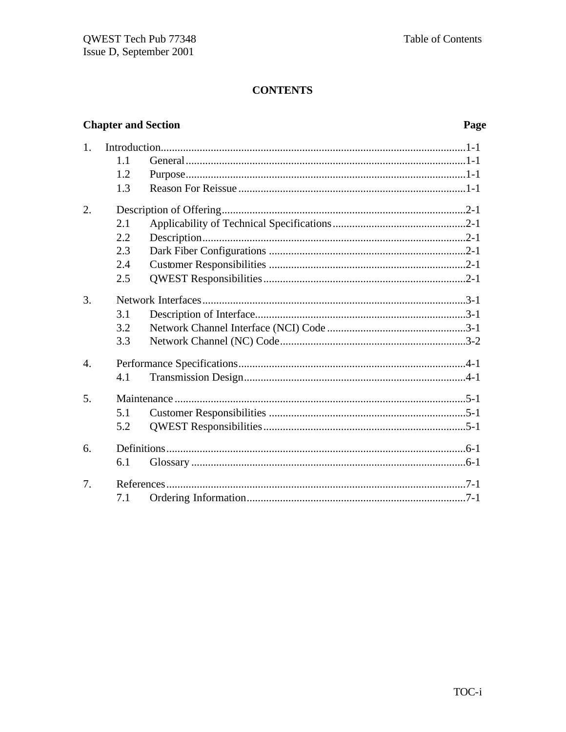# CONTENTS

| Chapter and Section | | Page |
|---|---|---|
| 1. | Introduction | 1-1 |
| 1.1 | General | 1-1 |
| 1.2 | Purpose | 1-1 |
| 1.3 | Reason For Reissue | 1-1 |
| 2. | Description of Offering | 2-1 |
| 2.1 | Applicability of Technical Specifications | 2-1 |
| 2.2 | Description | 2-1 |
| 2.3 | Dark Fiber Configurations | 2-1 |
| 2.4 | Customer Responsibilities | 2-1 |
| 2.5 | QWEST Responsibilities | 2-1 |
| 3. | Network Interfaces | 3-1 |
| 3.1 | Description of Interface | 3-1 |
| 3.2 | Network Channel Interface (NCI) Code | 3-1 |
| 3.3 | Network Channel (NC) Code | 3-2 |
| 4. | Performance Specifications | 4-1 |
| 4.1 | Transmission Design | 4-1 |
| 5. | Maintenance | 5-1 |
| 5.1 | Customer Responsibilities | 5-1 |
| 5.2 | QWEST Responsibilities | 5-1 |
| 6. | Definitions | 6-1 |
| 6.1 | Glossary | 6-1 |
| 7. | References | 7-1 |
| 7.1 | Ordering Information | 7-1 |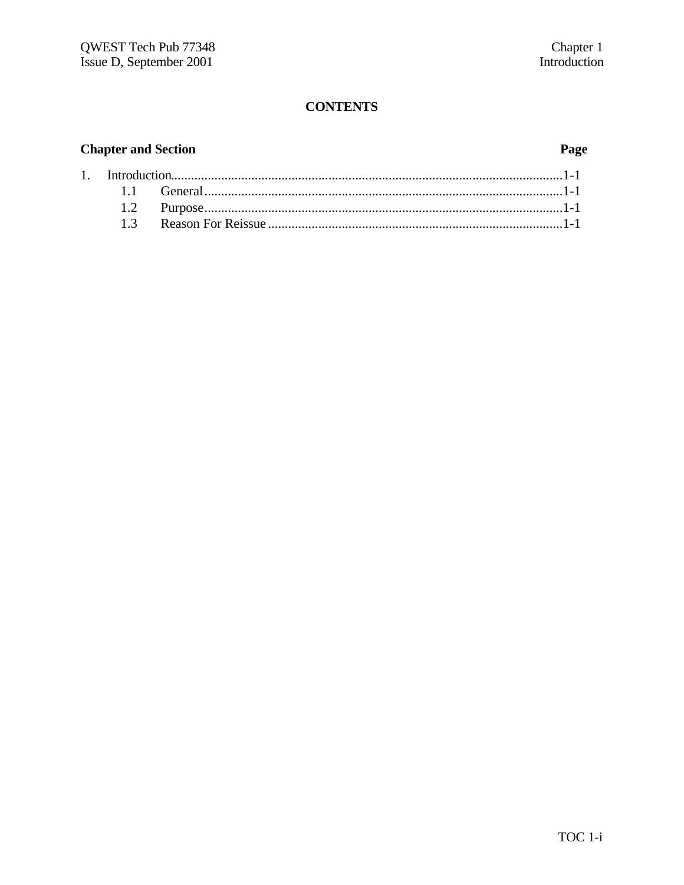**CONTENTS**

| Chapter and Section | Page |
|---|---|
| 1. Introduction | 1-1 |
| 1.1 General | 1-1 |
| 1.2 Purpose | 1-1 |
| 1.3 Reason For Reissue | 1-1 |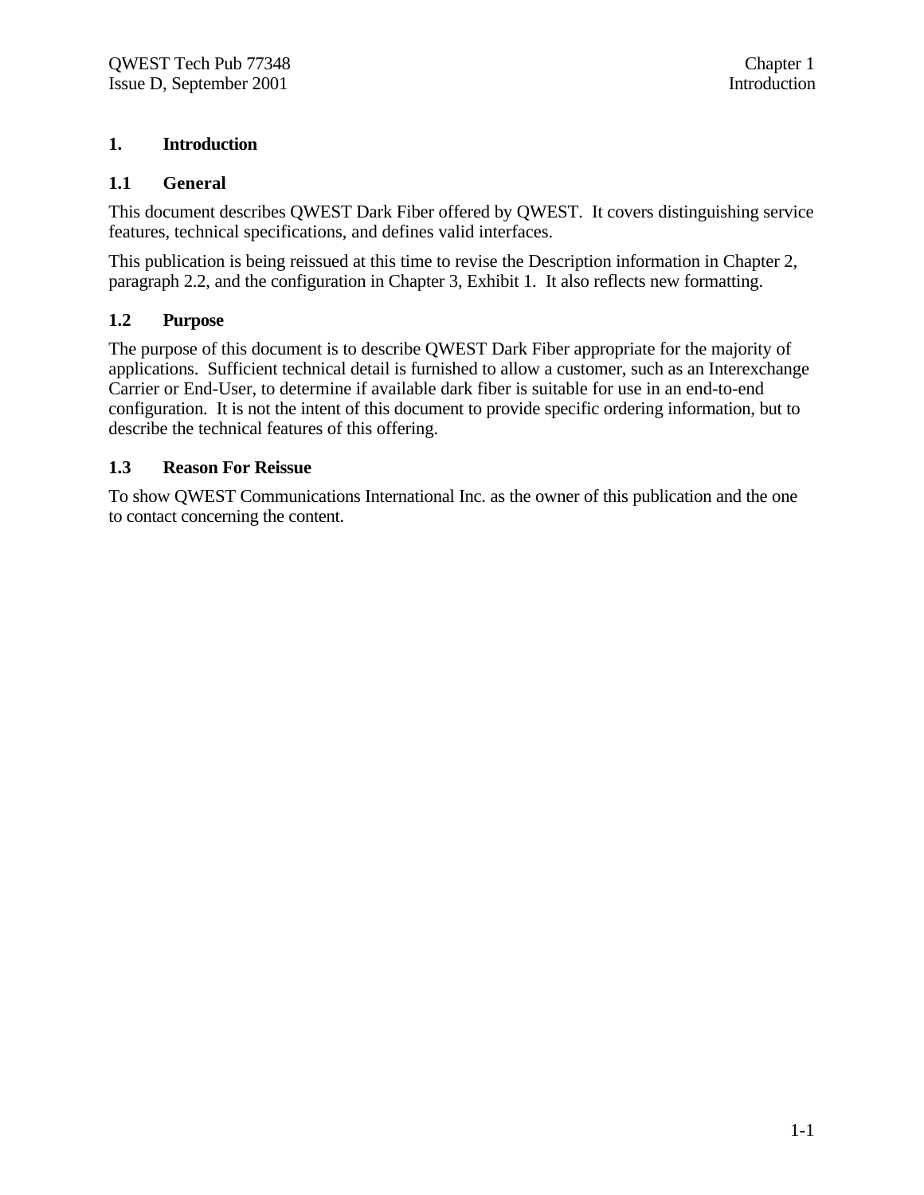# 1. Introduction

## 1.1 General

This document describes QWEST Dark Fiber offered by QWEST. It covers distinguishing service features, technical specifications, and defines valid interfaces.

This publication is being reissued at this time to revise the Description information in Chapter 2, paragraph 2.2, and the configuration in Chapter 3, Exhibit 1. It also reflects new formatting.

## 1.2 Purpose

The purpose of this document is to describe QWEST Dark Fiber appropriate for the majority of applications. Sufficient technical detail is furnished to allow a customer, such as an Interexchange Carrier or End-User, to determine if available dark fiber is suitable for use in an end-to-end configuration. It is not the intent of this document to provide specific ordering information, but to describe the technical features of this offering.

## 1.3 Reason For Reissue

To show QWEST Communications International Inc. as the owner of this publication and the one to contact concerning the content.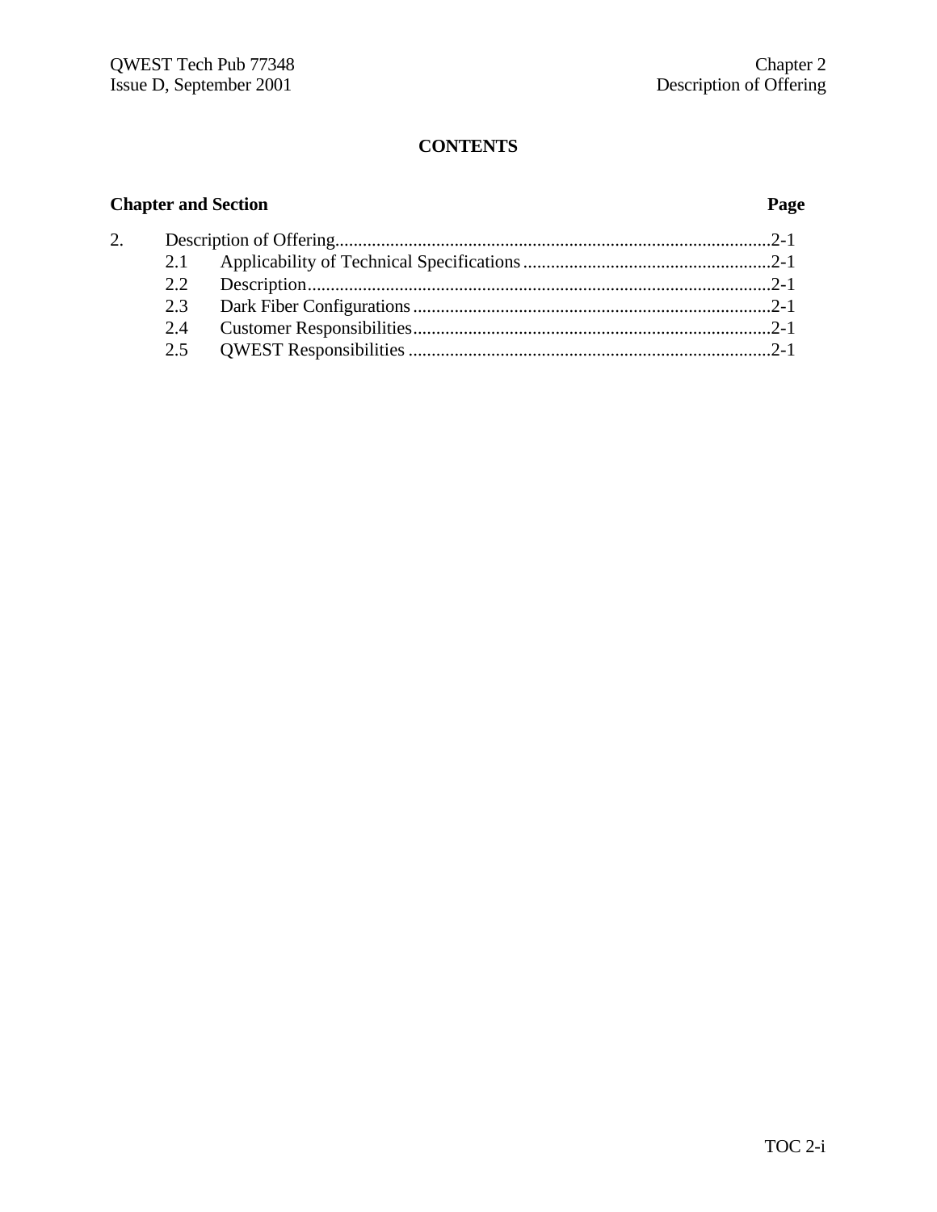# CONTENTS

| Chapter and Section | | Page |
|---|---|---|
| 2. | Description of Offering | 2-1 |
| 2.1 | Applicability of Technical Specifications | 2-1 |
| 2.2 | Description | 2-1 |
| 2.3 | Dark Fiber Configurations | 2-1 |
| 2.4 | Customer Responsibilities | 2-1 |
| 2.5 | QWEST Responsibilities | 2-1 |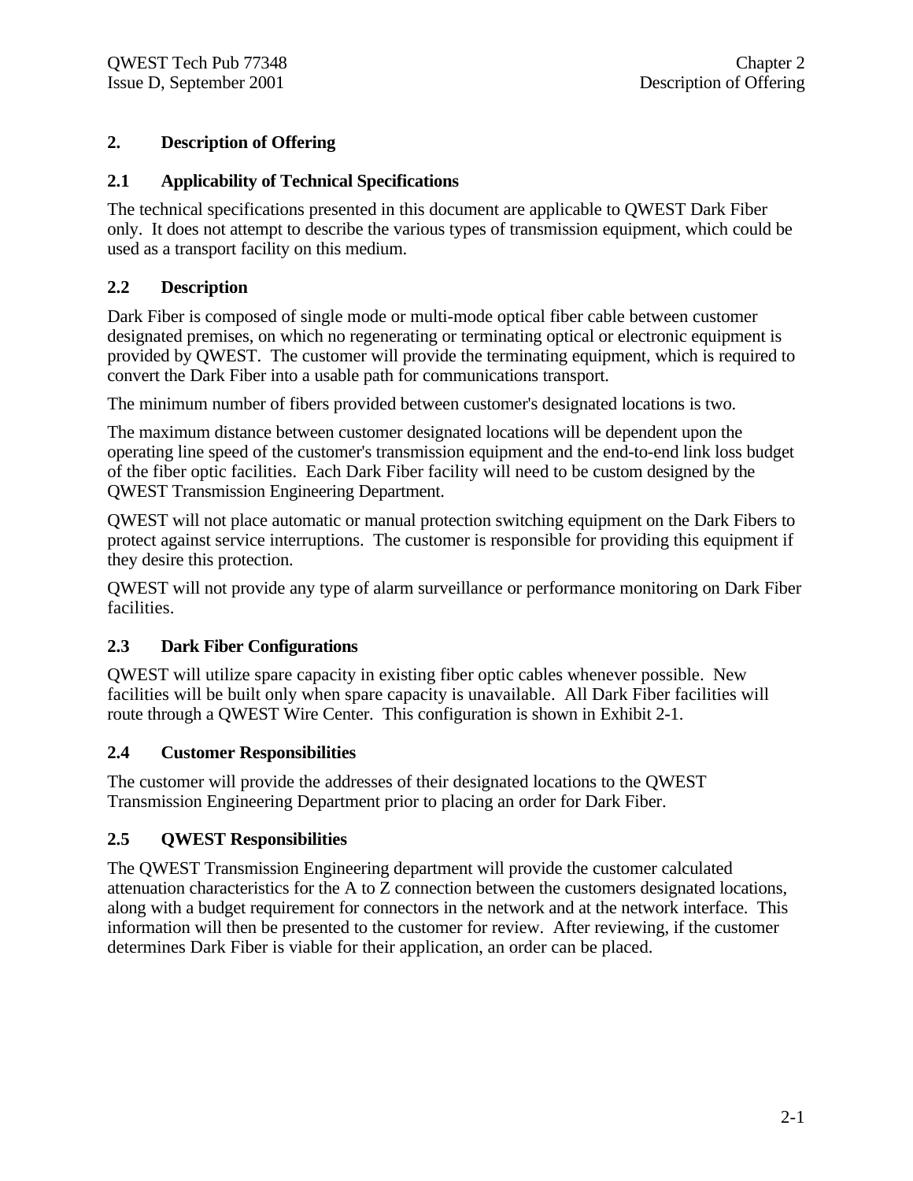# 2. Description of Offering

## 2.1 Applicability of Technical Specifications

The technical specifications presented in this document are applicable to QWEST Dark Fiber only. It does not attempt to describe the various types of transmission equipment, which could be used as a transport facility on this medium.

## 2.2 Description

Dark Fiber is composed of single mode or multi-mode optical fiber cable between customer designated premises, on which no regenerating or terminating optical or electronic equipment is provided by QWEST. The customer will provide the terminating equipment, which is required to convert the Dark Fiber into a usable path for communications transport.

The minimum number of fibers provided between customer's designated locations is two.

The maximum distance between customer designated locations will be dependent upon the operating line speed of the customer's transmission equipment and the end-to-end link loss budget of the fiber optic facilities. Each Dark Fiber facility will need to be custom designed by the QWEST Transmission Engineering Department.

QWEST will not place automatic or manual protection switching equipment on the Dark Fibers to protect against service interruptions. The customer is responsible for providing this equipment if they desire this protection.

QWEST will not provide any type of alarm surveillance or performance monitoring on Dark Fiber facilities.

## 2.3 Dark Fiber Configurations

QWEST will utilize spare capacity in existing fiber optic cables whenever possible. New facilities will be built only when spare capacity is unavailable. All Dark Fiber facilities will route through a QWEST Wire Center. This configuration is shown in Exhibit 2-1.

## 2.4 Customer Responsibilities

The customer will provide the addresses of their designated locations to the QWEST Transmission Engineering Department prior to placing an order for Dark Fiber.

## 2.5 QWEST Responsibilities

The QWEST Transmission Engineering department will provide the customer calculated attenuation characteristics for the A to Z connection between the customers designated locations, along with a budget requirement for connectors in the network and at the network interface. This information will then be presented to the customer for review. After reviewing, if the customer determines Dark Fiber is viable for their application, an order can be placed.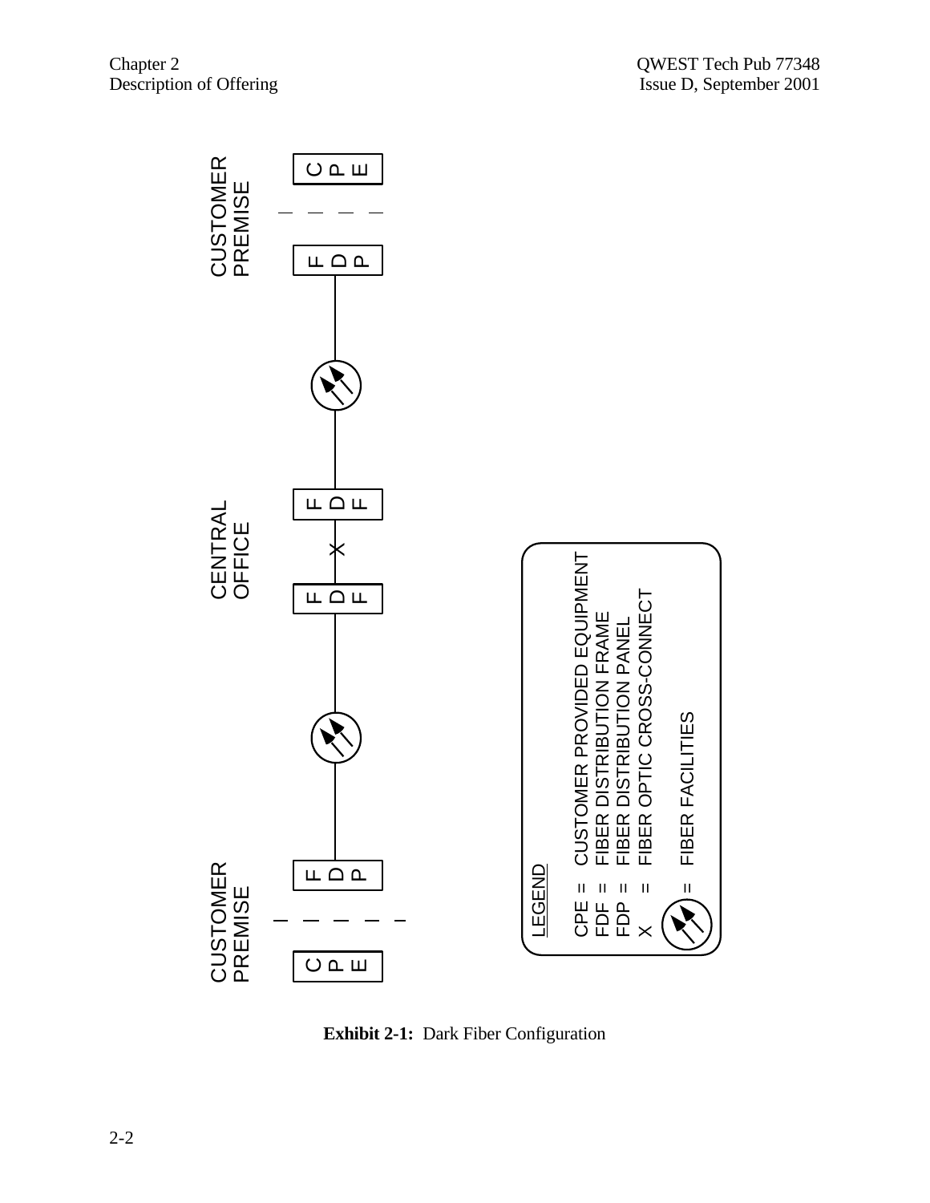CUSTOMER PREMISE — CPE — FDP — FIBER FACILITIES — FDF — X — FDF — FIBER FACILITIES — FDP — CPE — CUSTOMER PREMISE

CENTRAL OFFICE

LEGEND

CPE = CUSTOMER PROVIDED EQUIPMENT
FDF = FIBER DISTRIBUTION FRAME
FDP = FIBER DISTRIBUTION PANEL
X = FIBER OPTIC CROSS-CONNECT
(symbol) = FIBER FACILITIES

**Exhibit 2-1:** Dark Fiber Configuration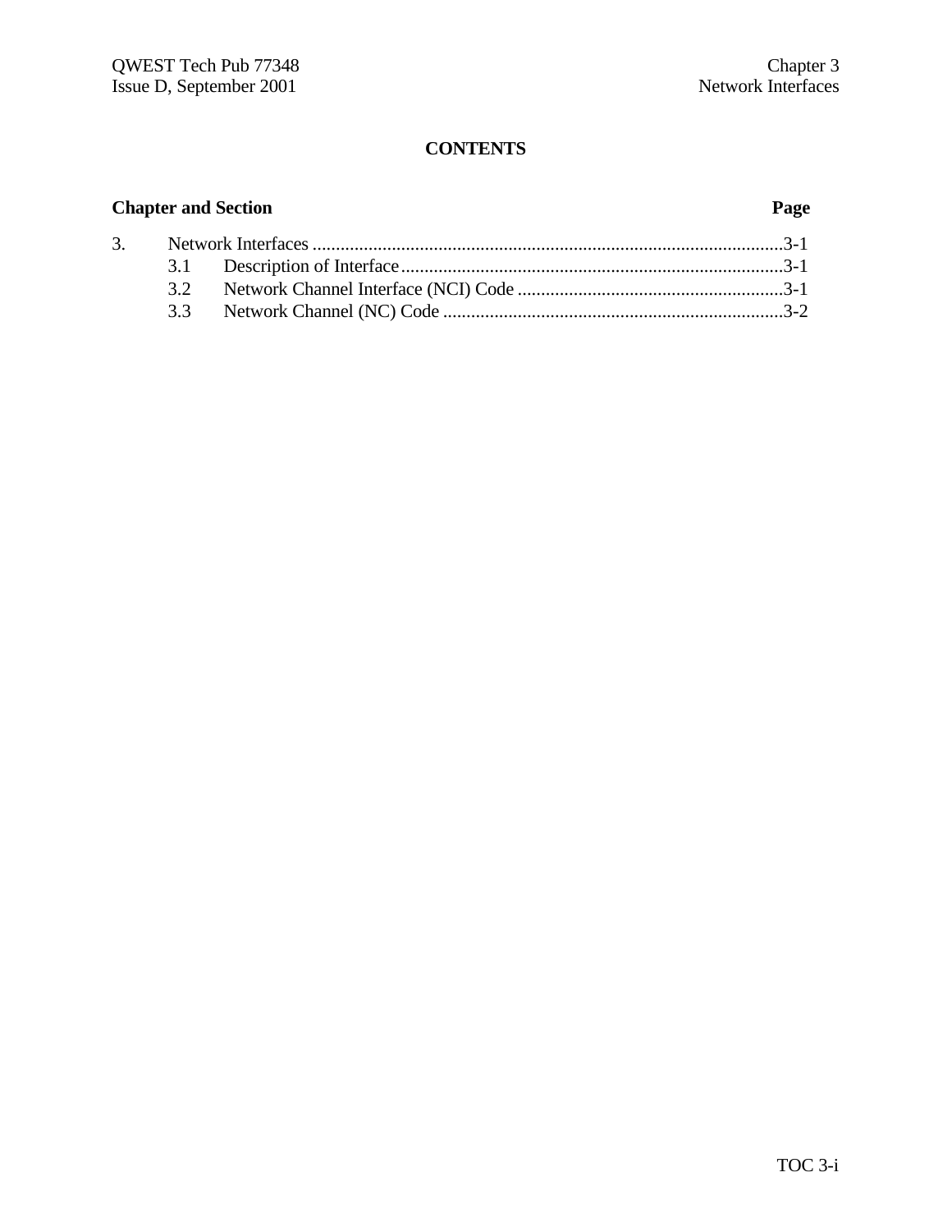## CONTENTS

**Chapter and Section** **Page**

3. Network Interfaces ....................................................................................................3-1
   - 3.1 Description of Interface.................................................................................3-1
   - 3.2 Network Channel Interface (NCI) Code .........................................................3-1
   - 3.3 Network Channel (NC) Code .........................................................................3-2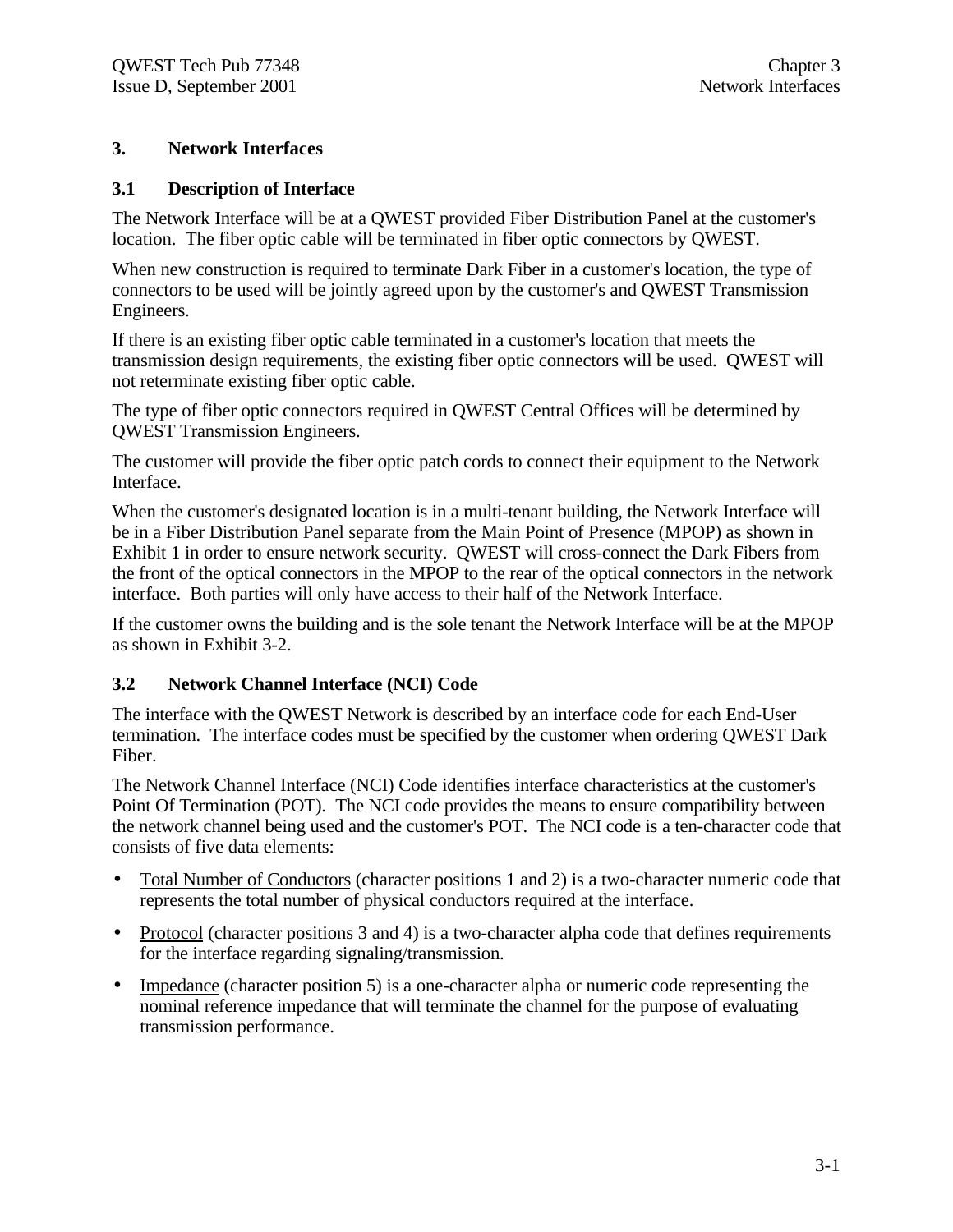# 3. Network Interfaces

## 3.1 Description of Interface

The Network Interface will be at a QWEST provided Fiber Distribution Panel at the customer's location. The fiber optic cable will be terminated in fiber optic connectors by QWEST.

When new construction is required to terminate Dark Fiber in a customer's location, the type of connectors to be used will be jointly agreed upon by the customer's and QWEST Transmission Engineers.

If there is an existing fiber optic cable terminated in a customer's location that meets the transmission design requirements, the existing fiber optic connectors will be used. QWEST will not reterminate existing fiber optic cable.

The type of fiber optic connectors required in QWEST Central Offices will be determined by QWEST Transmission Engineers.

The customer will provide the fiber optic patch cords to connect their equipment to the Network Interface.

When the customer's designated location is in a multi-tenant building, the Network Interface will be in a Fiber Distribution Panel separate from the Main Point of Presence (MPOP) as shown in Exhibit 1 in order to ensure network security. QWEST will cross-connect the Dark Fibers from the front of the optical connectors in the MPOP to the rear of the optical connectors in the network interface. Both parties will only have access to their half of the Network Interface.

If the customer owns the building and is the sole tenant the Network Interface will be at the MPOP as shown in Exhibit 3-2.

## 3.2 Network Channel Interface (NCI) Code

The interface with the QWEST Network is described by an interface code for each End-User termination. The interface codes must be specified by the customer when ordering QWEST Dark Fiber.

The Network Channel Interface (NCI) Code identifies interface characteristics at the customer's Point Of Termination (POT). The NCI code provides the means to ensure compatibility between the network channel being used and the customer's POT. The NCI code is a ten-character code that consists of five data elements:

- Total Number of Conductors (character positions 1 and 2) is a two-character numeric code that represents the total number of physical conductors required at the interface.
- Protocol (character positions 3 and 4) is a two-character alpha code that defines requirements for the interface regarding signaling/transmission.
- Impedance (character position 5) is a one-character alpha or numeric code representing the nominal reference impedance that will terminate the channel for the purpose of evaluating transmission performance.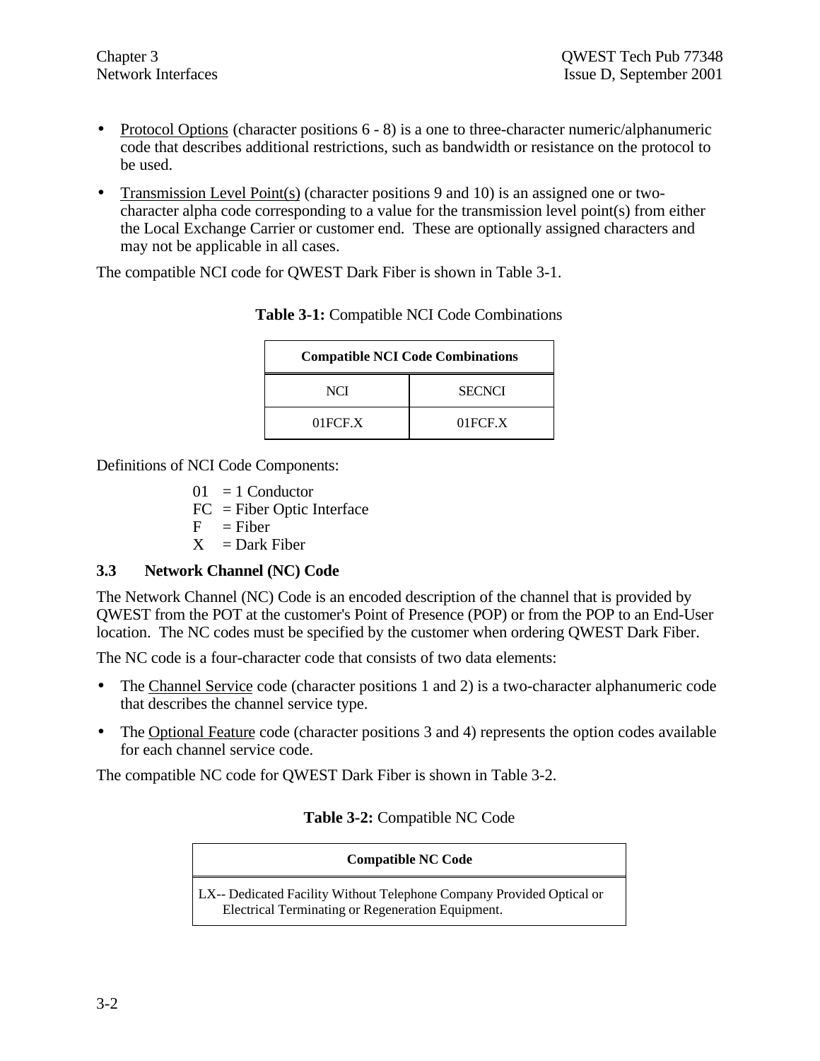- Protocol Options (character positions 6 - 8) is a one to three-character numeric/alphanumeric code that describes additional restrictions, such as bandwidth or resistance on the protocol to be used.
- Transmission Level Point(s) (character positions 9 and 10) is an assigned one or two-character alpha code corresponding to a value for the transmission level point(s) from either the Local Exchange Carrier or customer end. These are optionally assigned characters and may not be applicable in all cases.

The compatible NCI code for QWEST Dark Fiber is shown in Table 3-1.

**Table 3-1:** Compatible NCI Code Combinations

| **Compatible NCI Code Combinations** | |
|---|---|
| NCI | SECNCI |
| 01FCF.X | 01FCF.X |

Definitions of NCI Code Components:

01 = 1 Conductor
FC = Fiber Optic Interface
F = Fiber
X = Dark Fiber

### 3.3 Network Channel (NC) Code

The Network Channel (NC) Code is an encoded description of the channel that is provided by QWEST from the POT at the customer's Point of Presence (POP) or from the POP to an End-User location. The NC codes must be specified by the customer when ordering QWEST Dark Fiber.

The NC code is a four-character code that consists of two data elements:

- The Channel Service code (character positions 1 and 2) is a two-character alphanumeric code that describes the channel service type.
- The Optional Feature code (character positions 3 and 4) represents the option codes available for each channel service code.

The compatible NC code for QWEST Dark Fiber is shown in Table 3-2.

**Table 3-2:** Compatible NC Code

| **Compatible NC Code** |
|---|
| LX-- Dedicated Facility Without Telephone Company Provided Optical or Electrical Terminating or Regeneration Equipment. |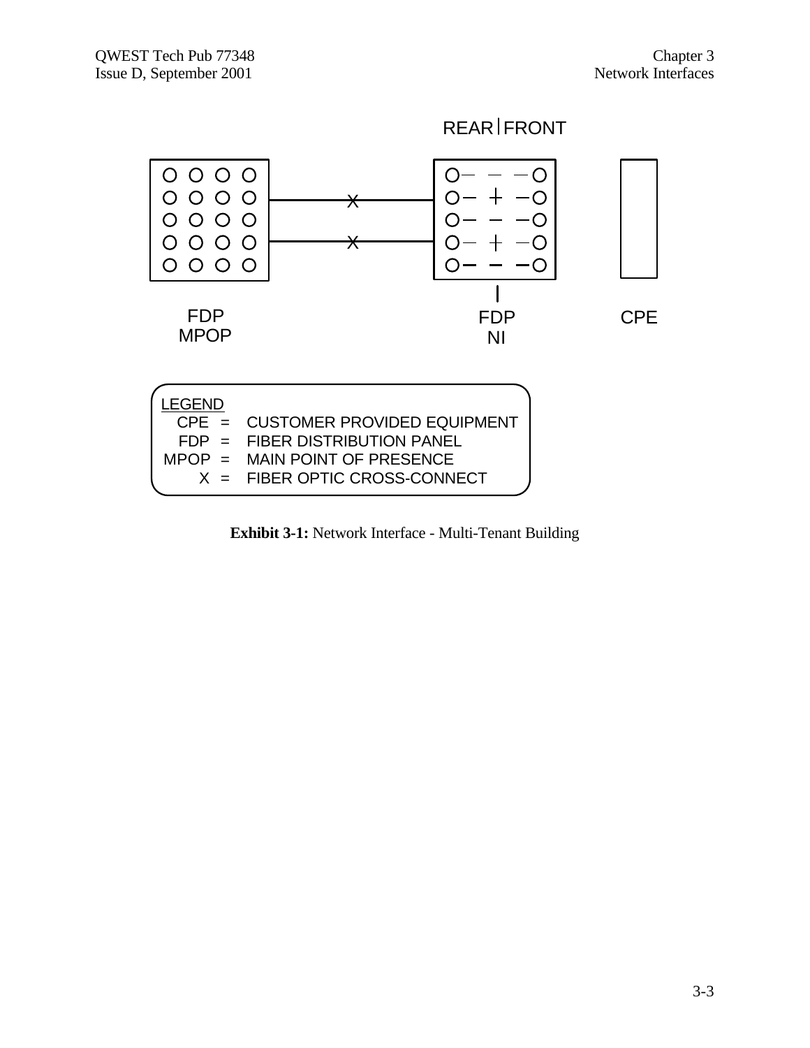REAR | FRONT

FDP
MPOP

FDP
NI

CPE

LEGEND
CPE = CUSTOMER PROVIDED EQUIPMENT
FDP = FIBER DISTRIBUTION PANEL
MPOP = MAIN POINT OF PRESENCE
X = FIBER OPTIC CROSS-CONNECT

**Exhibit 3-1:** Network Interface - Multi-Tenant Building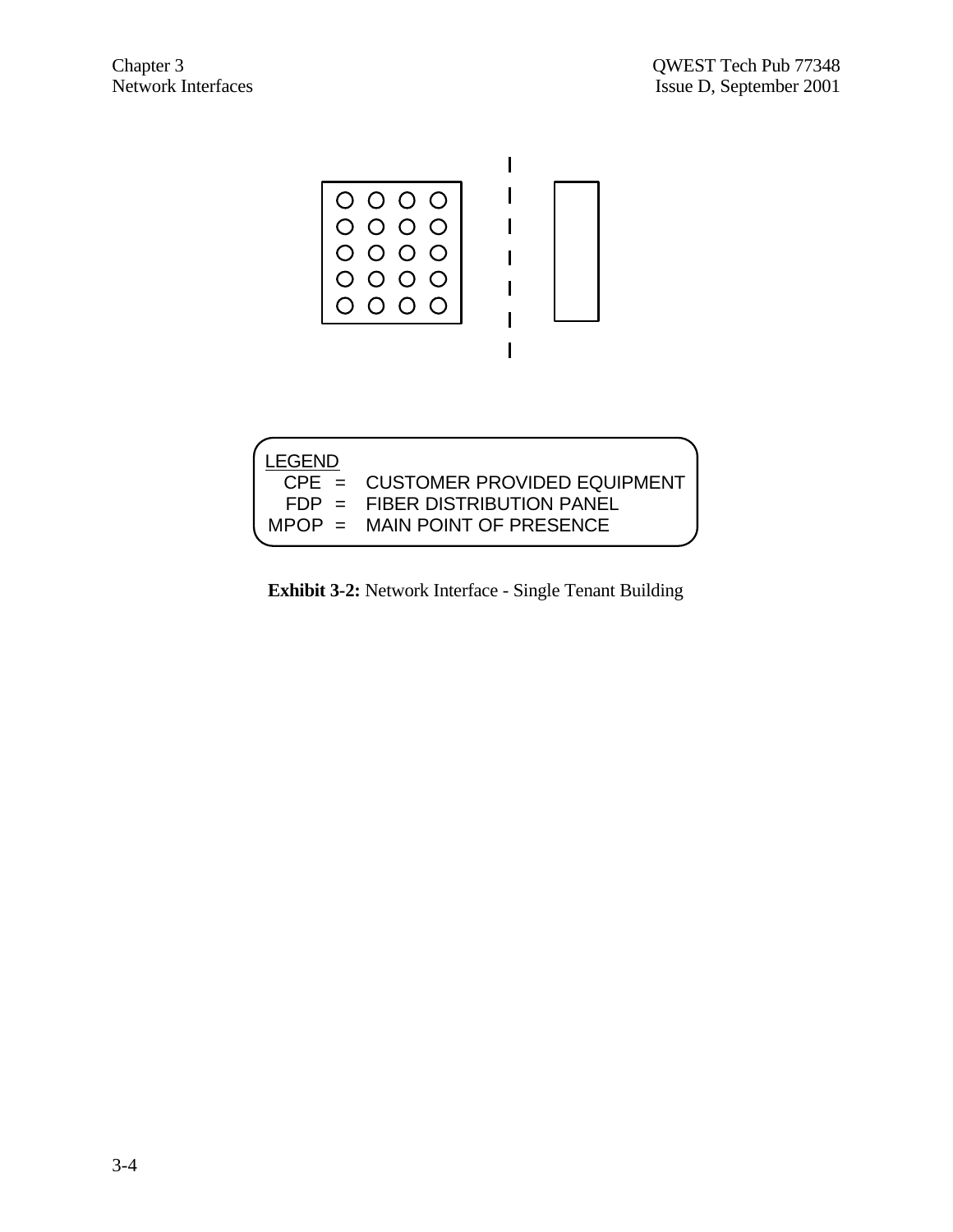LEGEND
CPE = CUSTOMER PROVIDED EQUIPMENT
FDP = FIBER DISTRIBUTION PANEL
MPOP = MAIN POINT OF PRESENCE

**Exhibit 3-2:** Network Interface - Single Tenant Building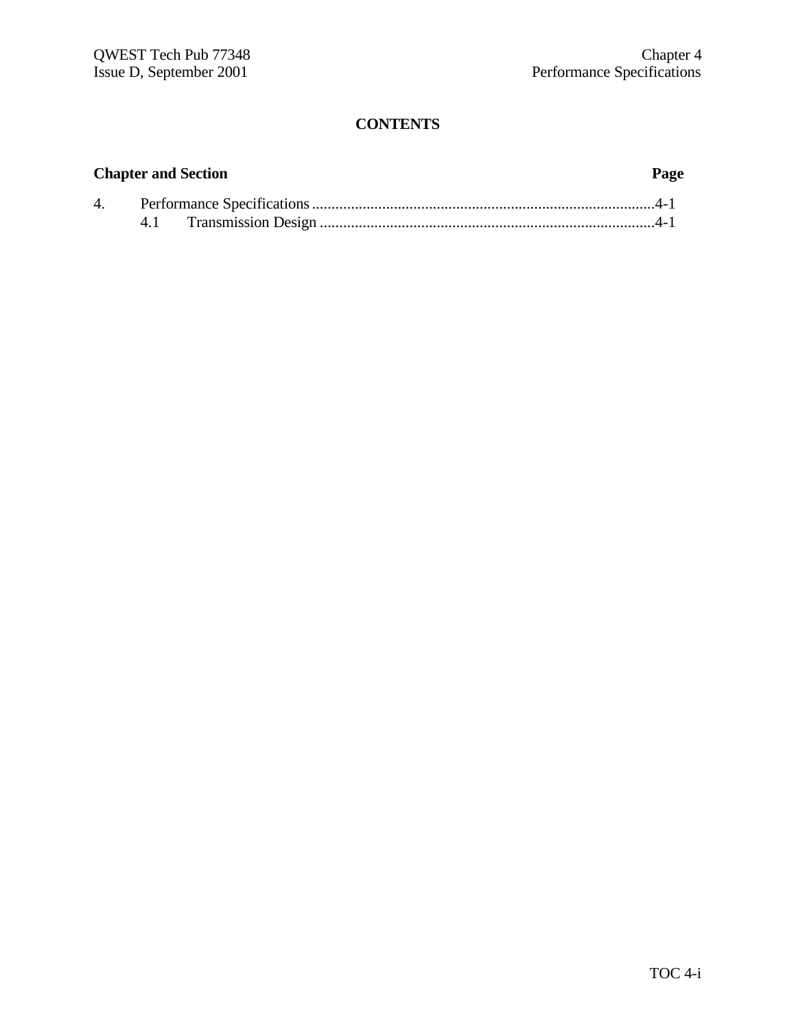## CONTENTS

**Chapter and Section** **Page**

4. Performance Specifications........................................................................................4-1
   4.1 Transmission Design ......................................................................................4-1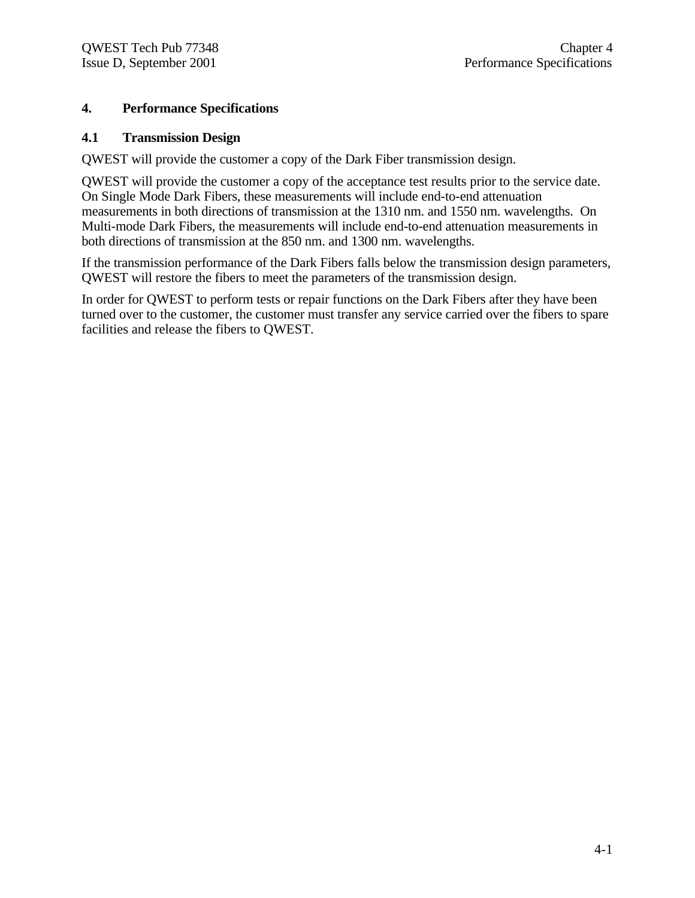# 4. Performance Specifications

## 4.1 Transmission Design

QWEST will provide the customer a copy of the Dark Fiber transmission design.

QWEST will provide the customer a copy of the acceptance test results prior to the service date. On Single Mode Dark Fibers, these measurements will include end-to-end attenuation measurements in both directions of transmission at the 1310 nm. and 1550 nm. wavelengths. On Multi-mode Dark Fibers, the measurements will include end-to-end attenuation measurements in both directions of transmission at the 850 nm. and 1300 nm. wavelengths.

If the transmission performance of the Dark Fibers falls below the transmission design parameters, QWEST will restore the fibers to meet the parameters of the transmission design.

In order for QWEST to perform tests or repair functions on the Dark Fibers after they have been turned over to the customer, the customer must transfer any service carried over the fibers to spare facilities and release the fibers to QWEST.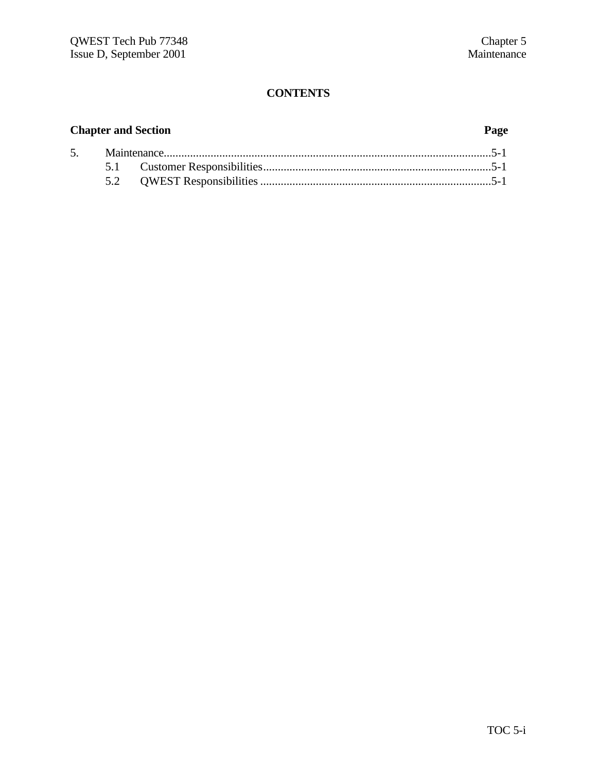## CONTENTS

| **Chapter and Section** | | **Page** |
|---|---|---|
| 5. | Maintenance | 5-1 |
| | 5.1 Customer Responsibilities | 5-1 |
| | 5.2 QWEST Responsibilities | 5-1 |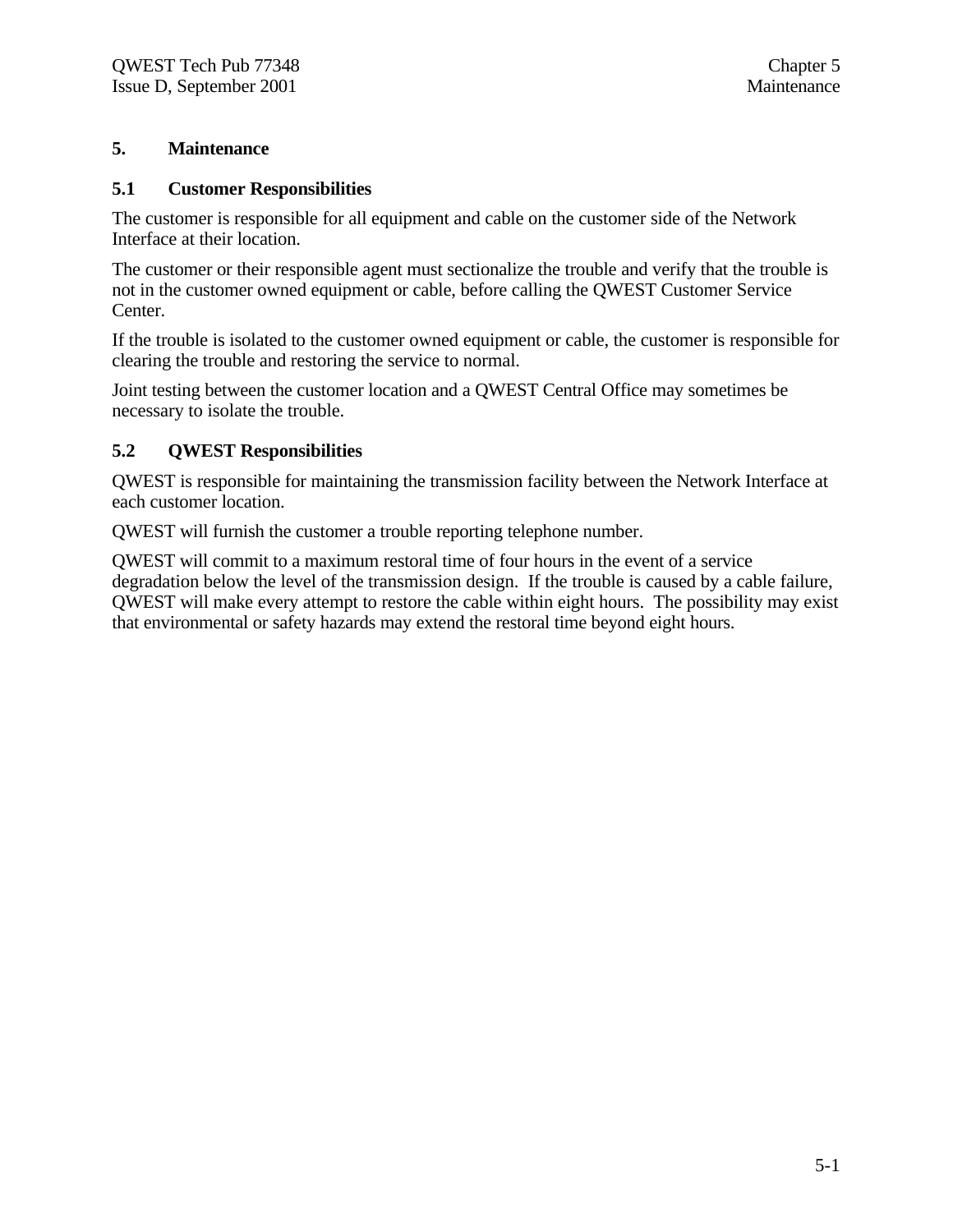# 5. Maintenance

## 5.1 Customer Responsibilities

The customer is responsible for all equipment and cable on the customer side of the Network Interface at their location.

The customer or their responsible agent must sectionalize the trouble and verify that the trouble is not in the customer owned equipment or cable, before calling the QWEST Customer Service Center.

If the trouble is isolated to the customer owned equipment or cable, the customer is responsible for clearing the trouble and restoring the service to normal.

Joint testing between the customer location and a QWEST Central Office may sometimes be necessary to isolate the trouble.

## 5.2 QWEST Responsibilities

QWEST is responsible for maintaining the transmission facility between the Network Interface at each customer location.

QWEST will furnish the customer a trouble reporting telephone number.

QWEST will commit to a maximum restoral time of four hours in the event of a service degradation below the level of the transmission design. If the trouble is caused by a cable failure, QWEST will make every attempt to restore the cable within eight hours. The possibility may exist that environmental or safety hazards may extend the restoral time beyond eight hours.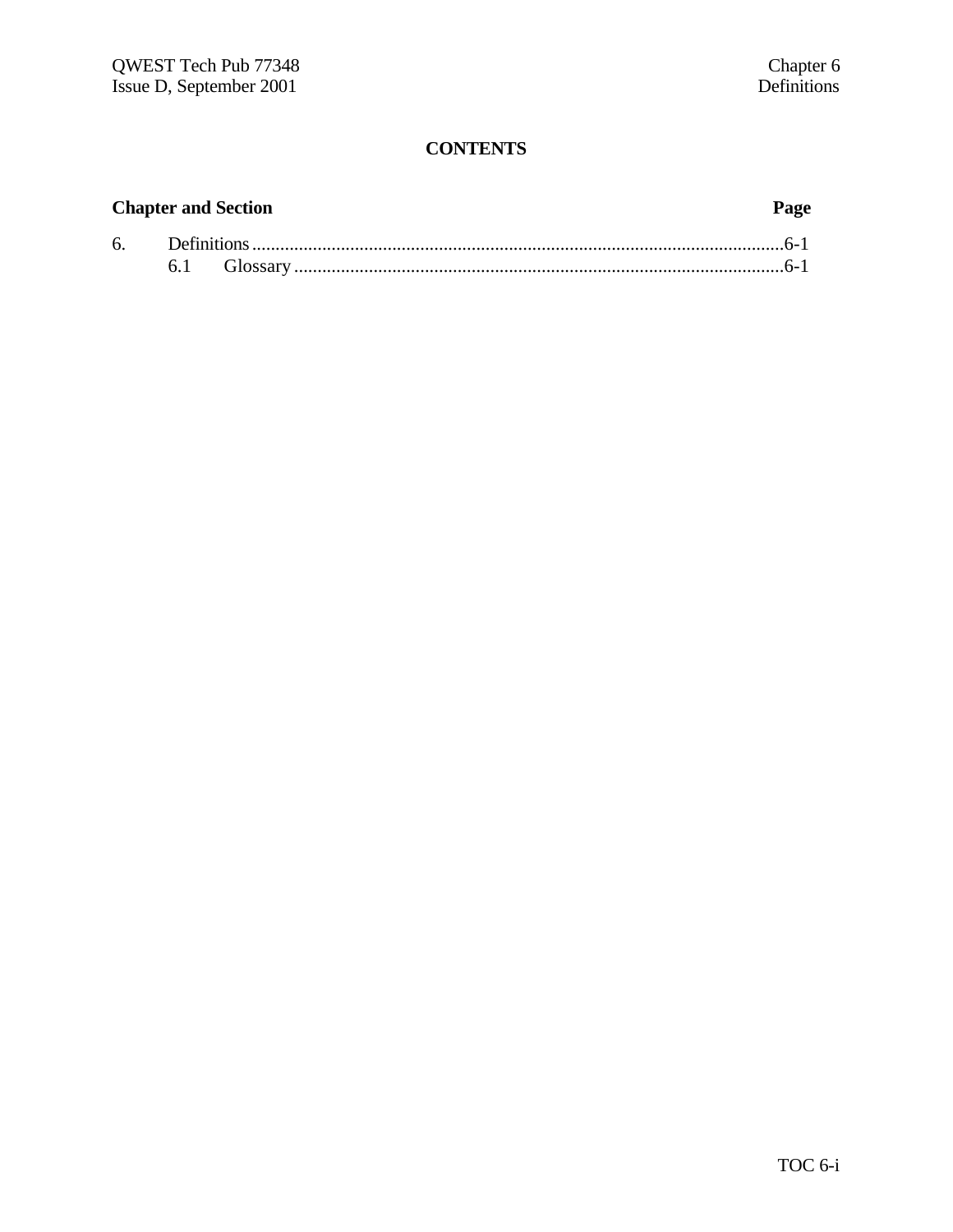# CONTENTS

| Chapter and Section | | Page |
|---|---|---|
| 6. | Definitions | 6-1 |
| | 6.1 Glossary | 6-1 |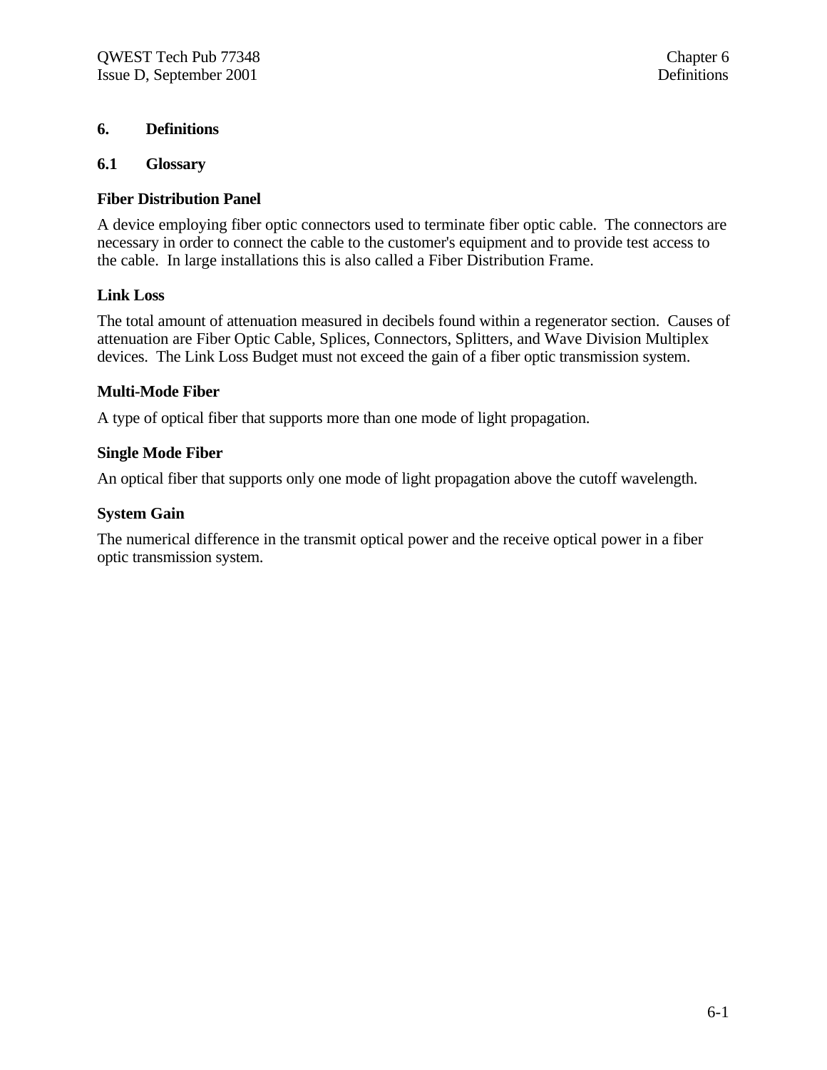# 6. Definitions

## 6.1 Glossary

**Fiber Distribution Panel**

A device employing fiber optic connectors used to terminate fiber optic cable. The connectors are necessary in order to connect the cable to the customer's equipment and to provide test access to the cable. In large installations this is also called a Fiber Distribution Frame.

**Link Loss**

The total amount of attenuation measured in decibels found within a regenerator section. Causes of attenuation are Fiber Optic Cable, Splices, Connectors, Splitters, and Wave Division Multiplex devices. The Link Loss Budget must not exceed the gain of a fiber optic transmission system.

**Multi-Mode Fiber**

A type of optical fiber that supports more than one mode of light propagation.

**Single Mode Fiber**

An optical fiber that supports only one mode of light propagation above the cutoff wavelength.

**System Gain**

The numerical difference in the transmit optical power and the receive optical power in a fiber optic transmission system.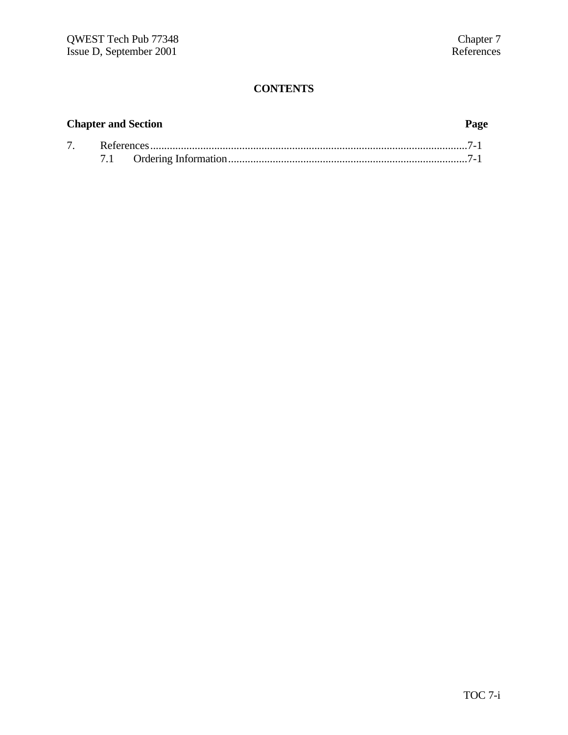## CONTENTS

| **Chapter and Section** | | **Page** |
|---|---|---|
| 7. | References | 7-1 |
| | 7.1 Ordering Information | 7-1 |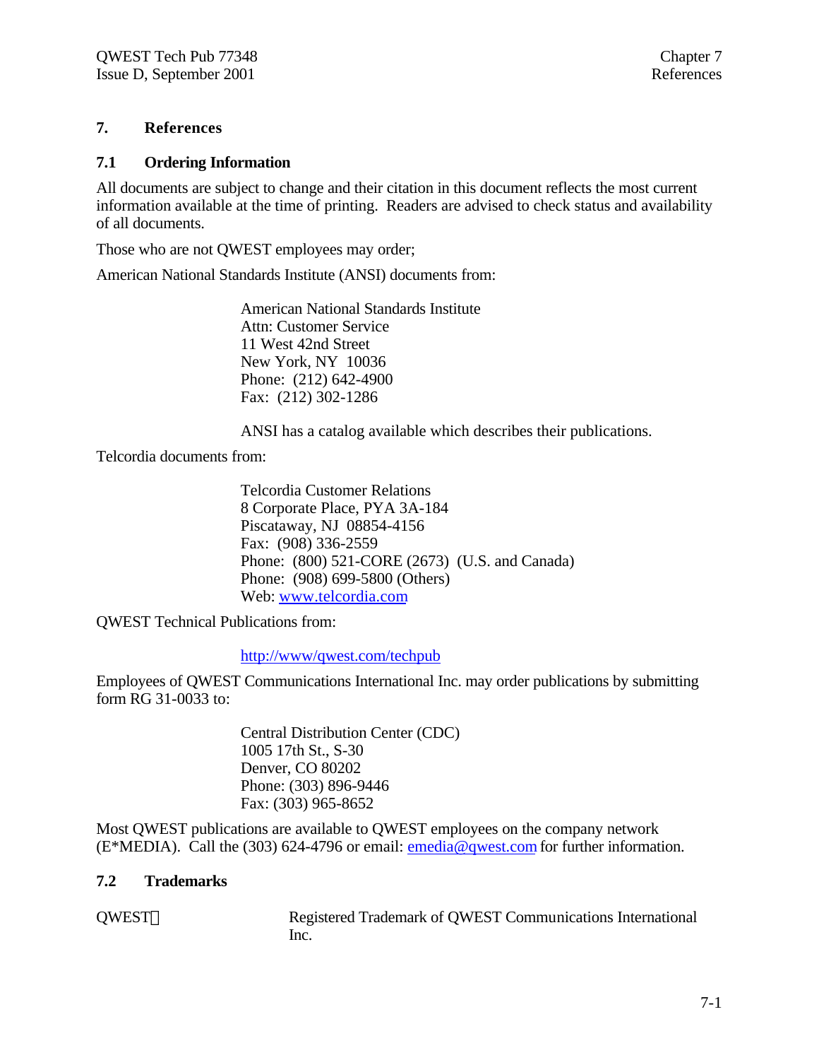# 7. References

## 7.1 Ordering Information

All documents are subject to change and their citation in this document reflects the most current information available at the time of printing. Readers are advised to check status and availability of all documents.

Those who are not QWEST employees may order;

American National Standards Institute (ANSI) documents from:

> American National Standards Institute
> Attn: Customer Service
> 11 West 42nd Street
> New York, NY 10036
> Phone: (212) 642-4900
> Fax: (212) 302-1286
>
> ANSI has a catalog available which describes their publications.

Telcordia documents from:

> Telcordia Customer Relations
> 8 Corporate Place, PYA 3A-184
> Piscataway, NJ 08854-4156
> Fax: (908) 336-2559
> Phone: (800) 521-CORE (2673) (U.S. and Canada)
> Phone: (908) 699-5800 (Others)
> Web: www.telcordia.com

QWEST Technical Publications from:

> http://www/qwest.com/techpub

Employees of QWEST Communications International Inc. may order publications by submitting form RG 31-0033 to:

> Central Distribution Center (CDC)
> 1005 17th St., S-30
> Denver, CO 80202
> Phone: (303) 896-9446
> Fax: (303) 965-8652

Most QWEST publications are available to QWEST employees on the company network (E*MEDIA). Call the (303) 624-4796 or email: emedia@qwest.com for further information.

## 7.2 Trademarks

| | |
|---|---|
| QWEST® | Registered Trademark of QWEST Communications International Inc. |